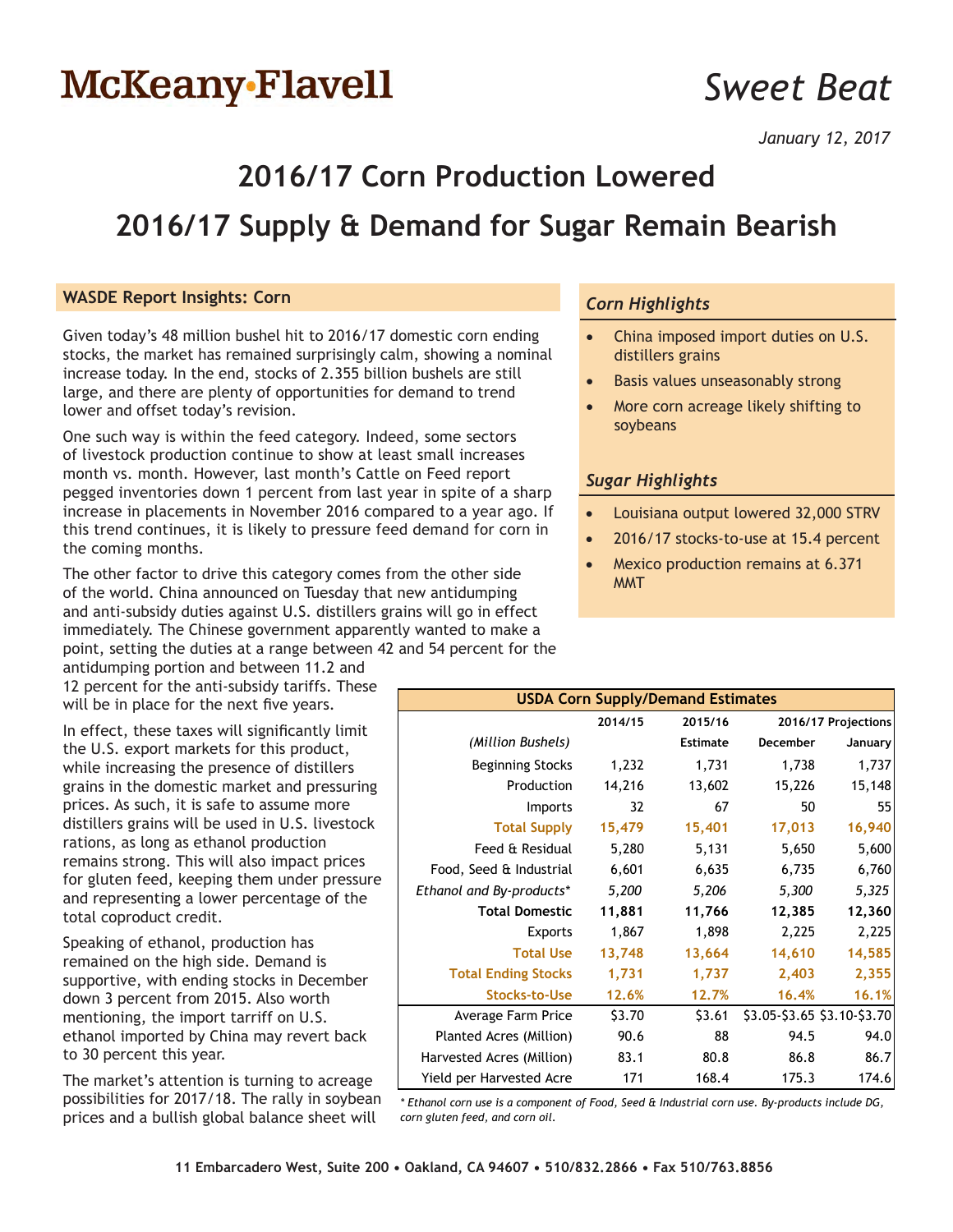McKeany•Flavell

*Sweet Beat*

*January 12, 2017*

# 2016/17 Corn Production Lowered

# 2016/17 Supply & Demand for Sugar Remain Bearish

## WASDE Report Insights: Corn

Given today's 48 million bushel hit to 2016/17 domestic corn ending stocks, the market has remained surprisingly calm, showing a nominal increase today. In the end, stocks of 2.355 billion bushels are still large, and there are plenty of opportunities for demand to trend lower and offset today's revision.

One such way is within the feed category. Indeed, some sectors of livestock production continue to show at least small increases month vs. month. However, last month's Cattle on Feed report pegged inventories down 1 percent from last year in spite of a sharp increase in placements in November 2016 compared to a year ago. If this trend continues, it is likely to pressure feed demand for corn in the coming months.

The other factor to drive this category comes from the other side of the world. China announced on Tuesday that new antidumping and anti-subsidy duties against U.S. distillers grains will go in effect immediately. The Chinese government apparently wanted to make a point, setting the duties at a range between 42 and 54 percent for the antidumping portion and between 11.2 and 12 percent for the anti-subsidy tariffs. These will be in place for the next five years.

In effect, these taxes will significantly limit the U.S. export markets for this product, while increasing the presence of distillers grains in the domestic market and pressuring prices. As such, it is safe to assume more distillers grains will be used in U.S. livestock rations, as long as ethanol production remains strong. This will also impact prices for gluten feed, keeping them under pressure and representing a lower percentage of the total coproduct credit.

Speaking of ethanol, production has remained on the high side. Demand is supportive, with ending stocks in December down 3 percent from 2015. Also worth mentioning, the import tarriff on U.S. ethanol imported by China may revert back to 30 percent this year.

The market's attention is turning to acreage possibilities for 2017/18. The rally in soybean prices and a bullish global balance sheet will

### *Corn Highlights*

- China imposed import duties on U.S. distillers grains
- Basis values unseasonably strong
- More corn acreage likely shifting to soybeans

### *Sugar Highlights*

- Louisiana output lowered 32,000 STRV
- 2016/17 stocks-to-use at 15.4 percent
- Mexico production remains at 6.371 MMT

**USDA Corn Supply/Demand Estimates**

| *(Million Bushels)* | 2014/15 | 2015/16 Estimate | 2016/17 Projections December | 2016/17 Projections January |
|---|---|---|---|---|
| Beginning Stocks | 1,232 | 1,731 | 1,738 | 1,737 |
| Production | 14,216 | 13,602 | 15,226 | 15,148 |
| Imports | 32 | 67 | 50 | 55 |
| **Total Supply** | **15,479** | **15,401** | **17,013** | **16,940** |
| Feed & Residual | 5,280 | 5,131 | 5,650 | 5,600 |
| Food, Seed & Industrial | 6,601 | 6,635 | 6,735 | 6,760 |
| *Ethanol and By-products** | *5,200* | *5,206* | *5,300* | *5,325* |
| **Total Domestic** | **11,881** | **11,766** | **12,385** | **12,360** |
| Exports | 1,867 | 1,898 | 2,225 | 2,225 |
| **Total Use** | **13,748** | **13,664** | **14,610** | **14,585** |
| **Total Ending Stocks** | **1,731** | **1,737** | **2,403** | **2,355** |
| **Stocks-to-Use** | **12.6%** | **12.7%** | **16.4%** | **16.1%** |
| Average Farm Price | $3.70 | $3.61 | $3.05-$3.65 | $3.10-$3.70 |
| Planted Acres (Million) | 90.6 | 88 | 94.5 | 94.0 |
| Harvested Acres (Million) | 83.1 | 80.8 | 86.8 | 86.7 |
| Yield per Harvested Acre | 171 | 168.4 | 175.3 | 174.6 |

*\* Ethanol corn use is a component of Food, Seed & Industrial corn use. By-products include DG, corn gluten feed, and corn oil.*

11 Embarcadero West, Suite 200 • Oakland, CA 94607 • 510/832.2866 • Fax 510/763.8856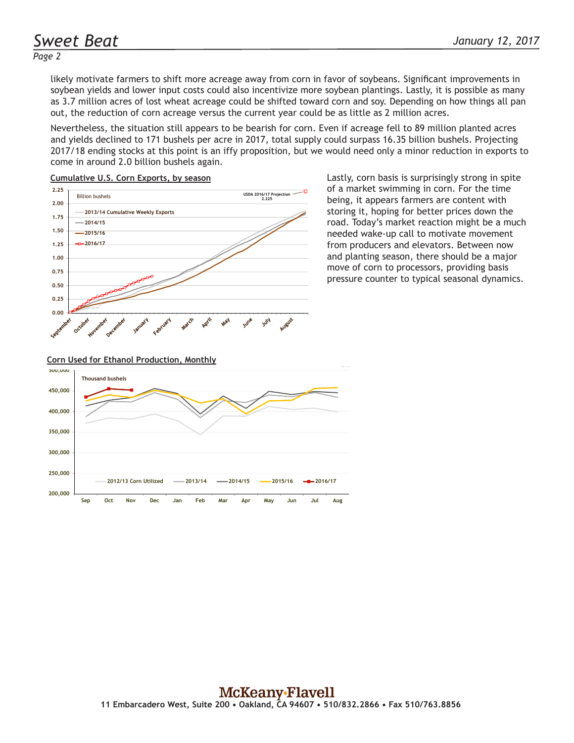likely motivate farmers to shift more acreage away from corn in favor of soybeans. Significant improvements in soybean yields and lower input costs could also incentivize more soybean plantings. Lastly, it is possible as many as 3.7 million acres of lost wheat acreage could be shifted toward corn and soy. Depending on how things all pan out, the reduction of corn acreage versus the current year could be as little as 2 million acres.

Nevertheless, the situation still appears to be bearish for corn. Even if acreage fell to 89 million planted acres and yields declined to 171 bushels per acre in 2017, total supply could surpass 16.35 billion bushels. Projecting 2017/18 ending stocks at this point is an iffy proposition, but we would need only a minor reduction in exports to come in around 2.0 billion bushels again.

**Cumulative U.S. Corn Exports, by season**

Lastly, corn basis is surprisingly strong in spite of a market swimming in corn. For the time being, it appears farmers are content with storing it, hoping for better prices down the road. Today's market reaction might be a much needed wake-up call to motivate movement from producers and elevators. Between now and planting season, there should be a major move of corn to processors, providing basis pressure counter to typical seasonal dynamics.

**Corn Used for Ethanol Production, Monthly**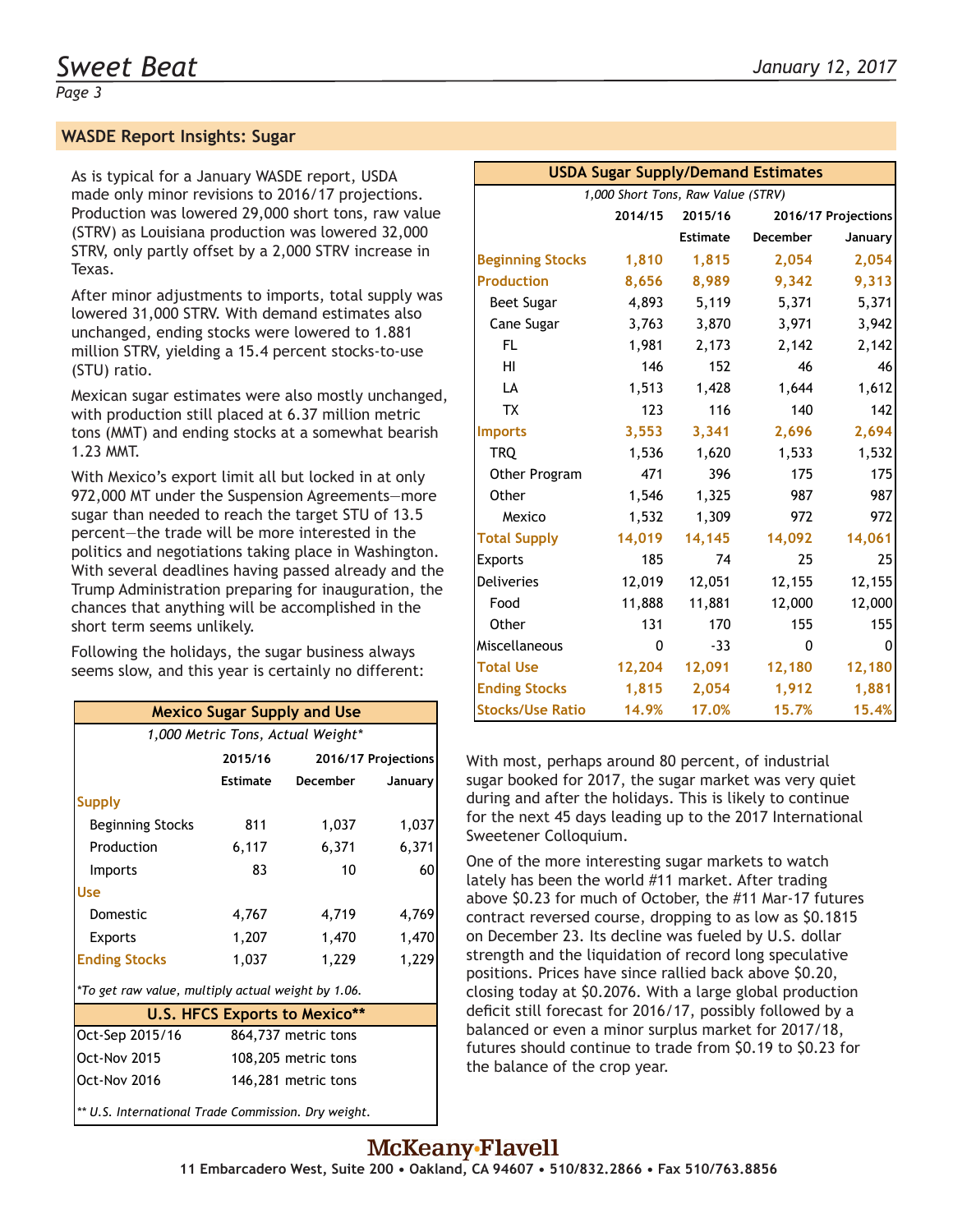## WASDE Report Insights: Sugar

As is typical for a January WASDE report, USDA made only minor revisions to 2016/17 projections. Production was lowered 29,000 short tons, raw value (STRV) as Louisiana production was lowered 32,000 STRV, only partly offset by a 2,000 STRV increase in Texas.

After minor adjustments to imports, total supply was lowered 31,000 STRV. With demand estimates also unchanged, ending stocks were lowered to 1.881 million STRV, yielding a 15.4 percent stocks-to-use (STU) ratio.

Mexican sugar estimates were also mostly unchanged, with production still placed at 6.37 million metric tons (MMT) and ending stocks at a somewhat bearish 1.23 MMT.

With Mexico's export limit all but locked in at only 972,000 MT under the Suspension Agreements—more sugar than needed to reach the target STU of 13.5 percent—the trade will be more interested in the politics and negotiations taking place in Washington. With several deadlines having passed already and the Trump Administration preparing for inauguration, the chances that anything will be accomplished in the short term seems unlikely.

Following the holidays, the sugar business always seems slow, and this year is certainly no different:

**Mexico Sugar Supply and Use**

*1,000 Metric Tons, Actual Weight**

| | 2015/16 | 2016/17 Projections | |
|---|---|---|---|
| | Estimate | December | January |
| **Supply** | | | |
| Beginning Stocks | 811 | 1,037 | 1,037 |
| Production | 6,117 | 6,371 | 6,371 |
| Imports | 83 | 10 | 60 |
| **Use** | | | |
| Domestic | 4,767 | 4,719 | 4,769 |
| Exports | 1,207 | 1,470 | 1,470 |
| **Ending Stocks** | 1,037 | 1,229 | 1,229 |

*\*To get raw value, multiply actual weight by 1.06.*

**U.S. HFCS Exports to Mexico****

| Period | Volume |
|---|---|
| Oct-Sep 2015/16 | 864,737 metric tons |
| Oct-Nov 2015 | 108,205 metric tons |
| Oct-Nov 2016 | 146,281 metric tons |

*\*\* U.S. International Trade Commission. Dry weight.*

**USDA Sugar Supply/Demand Estimates**

*1,000 Short Tons, Raw Value (STRV)*

| | 2014/15 | 2015/16 | 2016/17 Projections | |
|---|---|---|---|---|
| | | Estimate | December | January |
| **Beginning Stocks** | **1,810** | **1,815** | **2,054** | **2,054** |
| **Production** | **8,656** | **8,989** | **9,342** | **9,313** |
| Beet Sugar | 4,893 | 5,119 | 5,371 | 5,371 |
| Cane Sugar | 3,763 | 3,870 | 3,971 | 3,942 |
| FL | 1,981 | 2,173 | 2,142 | 2,142 |
| HI | 146 | 152 | 46 | 46 |
| LA | 1,513 | 1,428 | 1,644 | 1,612 |
| TX | 123 | 116 | 140 | 142 |
| **Imports** | **3,553** | **3,341** | **2,696** | **2,694** |
| TRQ | 1,536 | 1,620 | 1,533 | 1,532 |
| Other Program | 471 | 396 | 175 | 175 |
| Other | 1,546 | 1,325 | 987 | 987 |
| Mexico | 1,532 | 1,309 | 972 | 972 |
| **Total Supply** | **14,019** | **14,145** | **14,092** | **14,061** |
| Exports | 185 | 74 | 25 | 25 |
| Deliveries | 12,019 | 12,051 | 12,155 | 12,155 |
| Food | 11,888 | 11,881 | 12,000 | 12,000 |
| Other | 131 | 170 | 155 | 155 |
| Miscellaneous | 0 | -33 | 0 | 0 |
| **Total Use** | **12,204** | **12,091** | **12,180** | **12,180** |
| **Ending Stocks** | **1,815** | **2,054** | **1,912** | **1,881** |
| **Stocks/Use Ratio** | **14.9%** | **17.0%** | **15.7%** | **15.4%** |

With most, perhaps around 80 percent, of industrial sugar booked for 2017, the sugar market was very quiet during and after the holidays. This is likely to continue for the next 45 days leading up to the 2017 International Sweetener Colloquium.

One of the more interesting sugar markets to watch lately has been the world #11 market. After trading above $0.23 for much of October, the #11 Mar-17 futures contract reversed course, dropping to as low as $0.1815 on December 23. Its decline was fueled by U.S. dollar strength and the liquidation of record long speculative positions. Prices have since rallied back above $0.20, closing today at $0.2076. With a large global production deficit still forecast for 2016/17, possibly followed by a balanced or even a minor surplus market for 2017/18, futures should continue to trade from $0.19 to $0.23 for the balance of the crop year.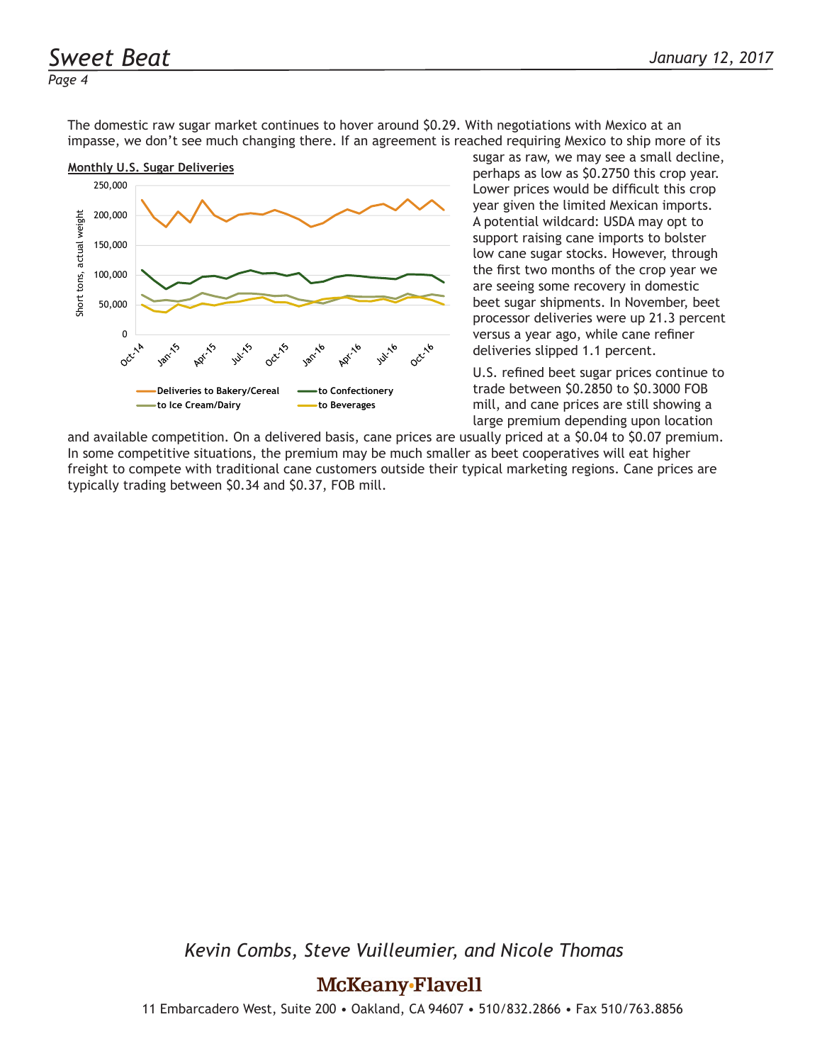The domestic raw sugar market continues to hover around $0.29. With negotiations with Mexico at an impasse, we don't see much changing there. If an agreement is reached requiring Mexico to ship more of its sugar as raw, we may see a small decline, perhaps as low as $0.2750 this crop year. Lower prices would be difficult this crop year given the limited Mexican imports. A potential wildcard: USDA may opt to support raising cane imports to bolster low cane sugar stocks. However, through the first two months of the crop year we are seeing some recovery in domestic beet sugar shipments. In November, beet processor deliveries were up 21.3 percent versus a year ago, while cane refiner deliveries slipped 1.1 percent.

**Monthly U.S. Sugar Deliveries**

Short tons, actual weight

250,000
200,000
150,000
100,000
50,000
0

Oct-14
Jan-15
Apr-15
Jul-15
Oct-15
Jan-16
Apr-16
Jul-16
Oct-16

Deliveries to Bakery/Cereal
to Confectionery
to Ice Cream/Dairy
to Beverages

U.S. refined beet sugar prices continue to trade between $0.2850 to $0.3000 FOB mill, and cane prices are still showing a large premium depending upon location and available competition. On a delivered basis, cane prices are usually priced at a $0.04 to $0.07 premium. In some competitive situations, the premium may be much smaller as beet cooperatives will eat higher freight to compete with traditional cane customers outside their typical marketing regions. Cane prices are typically trading between $0.34 and $0.37, FOB mill.

*Kevin Combs, Steve Vuilleumier, and Nicole Thomas*

**McKeany-Flavell**

11 Embarcadero West, Suite 200 • Oakland, CA 94607 • 510/832.2866 • Fax 510/763.8856